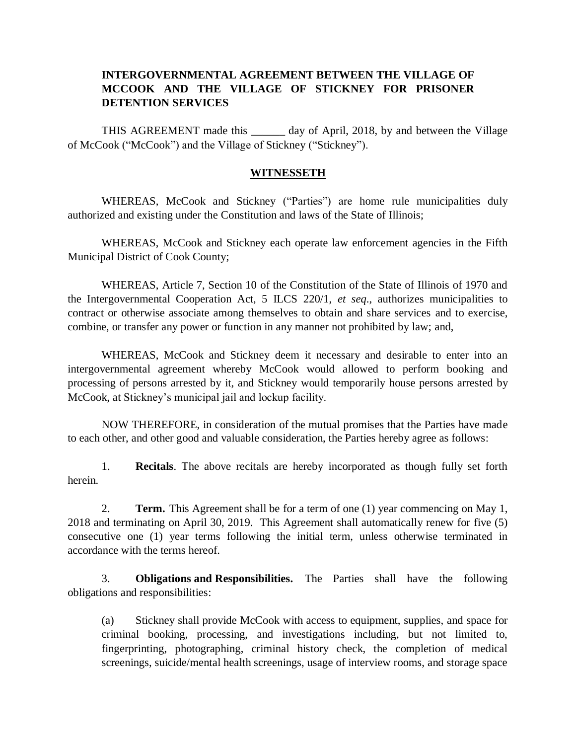**INTERGOVERNMENTAL AGREEMENT BETWEEN THE VILLAGE OF MCCOOK AND THE VILLAGE OF STICKNEY FOR PRISONER DETENTION SERVICES**

THIS AGREEMENT made this ______ day of April, 2018, by and between the Village of McCook ("McCook") and the Village of Stickney ("Stickney").

**WITNESSETH**

WHEREAS, McCook and Stickney ("Parties") are home rule municipalities duly authorized and existing under the Constitution and laws of the State of Illinois;

WHEREAS, McCook and Stickney each operate law enforcement agencies in the Fifth Municipal District of Cook County;

WHEREAS, Article 7, Section 10 of the Constitution of the State of Illinois of 1970 and the Intergovernmental Cooperation Act, 5 ILCS 220/1, *et seq*., authorizes municipalities to contract or otherwise associate among themselves to obtain and share services and to exercise, combine, or transfer any power or function in any manner not prohibited by law; and,

WHEREAS, McCook and Stickney deem it necessary and desirable to enter into an intergovernmental agreement whereby McCook would allowed to perform booking and processing of persons arrested by it, and Stickney would temporarily house persons arrested by McCook, at Stickney's municipal jail and lockup facility.

NOW THEREFORE, in consideration of the mutual promises that the Parties have made to each other, and other good and valuable consideration, the Parties hereby agree as follows:

1. **Recitals**. The above recitals are hereby incorporated as though fully set forth herein.

2. **Term.** This Agreement shall be for a term of one (1) year commencing on May 1, 2018 and terminating on April 30, 2019. This Agreement shall automatically renew for five (5) consecutive one (1) year terms following the initial term, unless otherwise terminated in accordance with the terms hereof.

3. **Obligations and Responsibilities.** The Parties shall have the following obligations and responsibilities:

   (a) Stickney shall provide McCook with access to equipment, supplies, and space for criminal booking, processing, and investigations including, but not limited to, fingerprinting, photographing, criminal history check, the completion of medical screenings, suicide/mental health screenings, usage of interview rooms, and storage space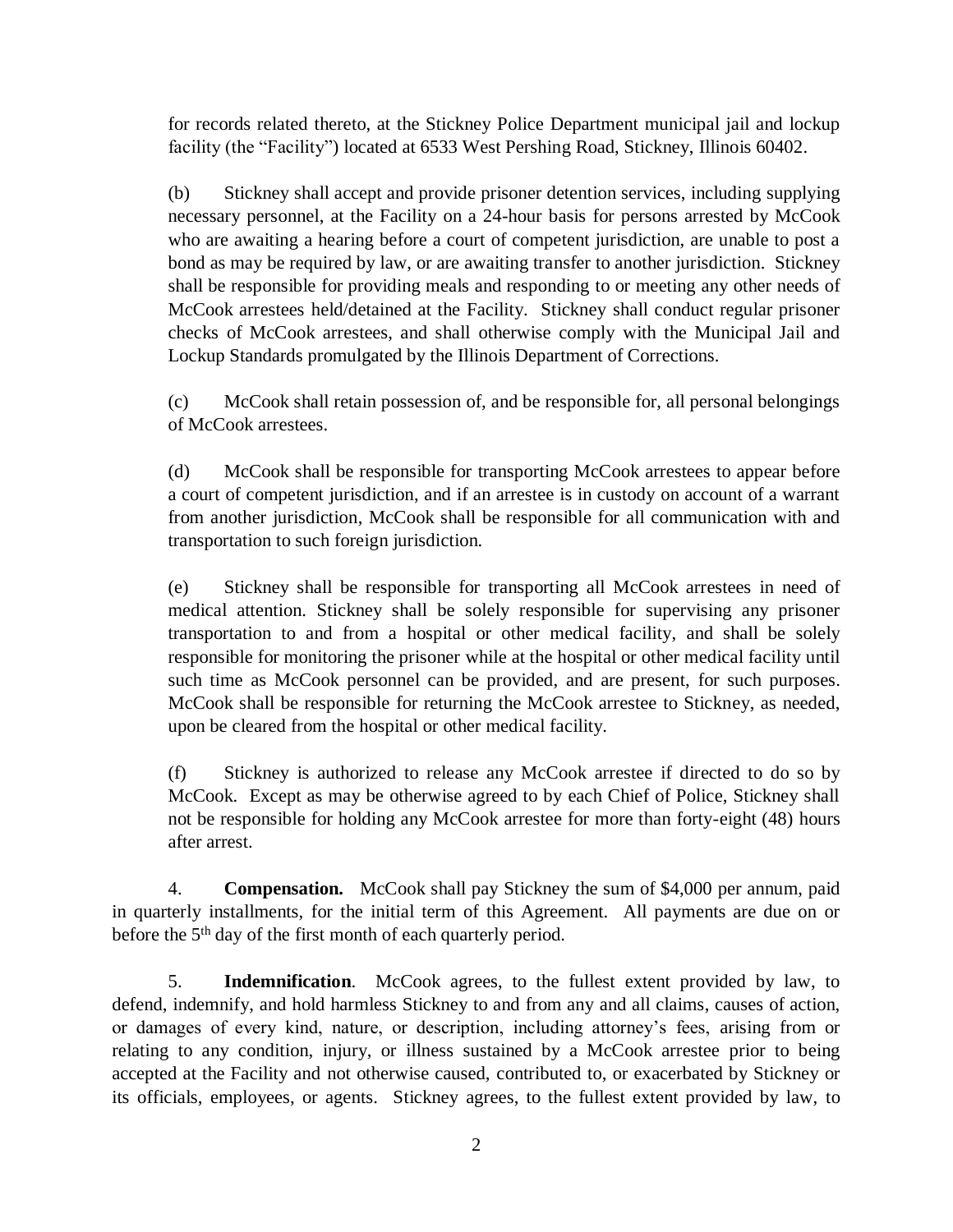for records related thereto, at the Stickney Police Department municipal jail and lockup facility (the "Facility") located at 6533 West Pershing Road, Stickney, Illinois 60402.

(b) Stickney shall accept and provide prisoner detention services, including supplying necessary personnel, at the Facility on a 24-hour basis for persons arrested by McCook who are awaiting a hearing before a court of competent jurisdiction, are unable to post a bond as may be required by law, or are awaiting transfer to another jurisdiction. Stickney shall be responsible for providing meals and responding to or meeting any other needs of McCook arrestees held/detained at the Facility. Stickney shall conduct regular prisoner checks of McCook arrestees, and shall otherwise comply with the Municipal Jail and Lockup Standards promulgated by the Illinois Department of Corrections.

(c) McCook shall retain possession of, and be responsible for, all personal belongings of McCook arrestees.

(d) McCook shall be responsible for transporting McCook arrestees to appear before a court of competent jurisdiction, and if an arrestee is in custody on account of a warrant from another jurisdiction, McCook shall be responsible for all communication with and transportation to such foreign jurisdiction.

(e) Stickney shall be responsible for transporting all McCook arrestees in need of medical attention. Stickney shall be solely responsible for supervising any prisoner transportation to and from a hospital or other medical facility, and shall be solely responsible for monitoring the prisoner while at the hospital or other medical facility until such time as McCook personnel can be provided, and are present, for such purposes. McCook shall be responsible for returning the McCook arrestee to Stickney, as needed, upon be cleared from the hospital or other medical facility.

(f) Stickney is authorized to release any McCook arrestee if directed to do so by McCook. Except as may be otherwise agreed to by each Chief of Police, Stickney shall not be responsible for holding any McCook arrestee for more than forty-eight (48) hours after arrest.

4. **Compensation.** McCook shall pay Stickney the sum of $4,000 per annum, paid in quarterly installments, for the initial term of this Agreement. All payments are due on or before the 5th day of the first month of each quarterly period.

5. **Indemnification**. McCook agrees, to the fullest extent provided by law, to defend, indemnify, and hold harmless Stickney to and from any and all claims, causes of action, or damages of every kind, nature, or description, including attorney's fees, arising from or relating to any condition, injury, or illness sustained by a McCook arrestee prior to being accepted at the Facility and not otherwise caused, contributed to, or exacerbated by Stickney or its officials, employees, or agents. Stickney agrees, to the fullest extent provided by law, to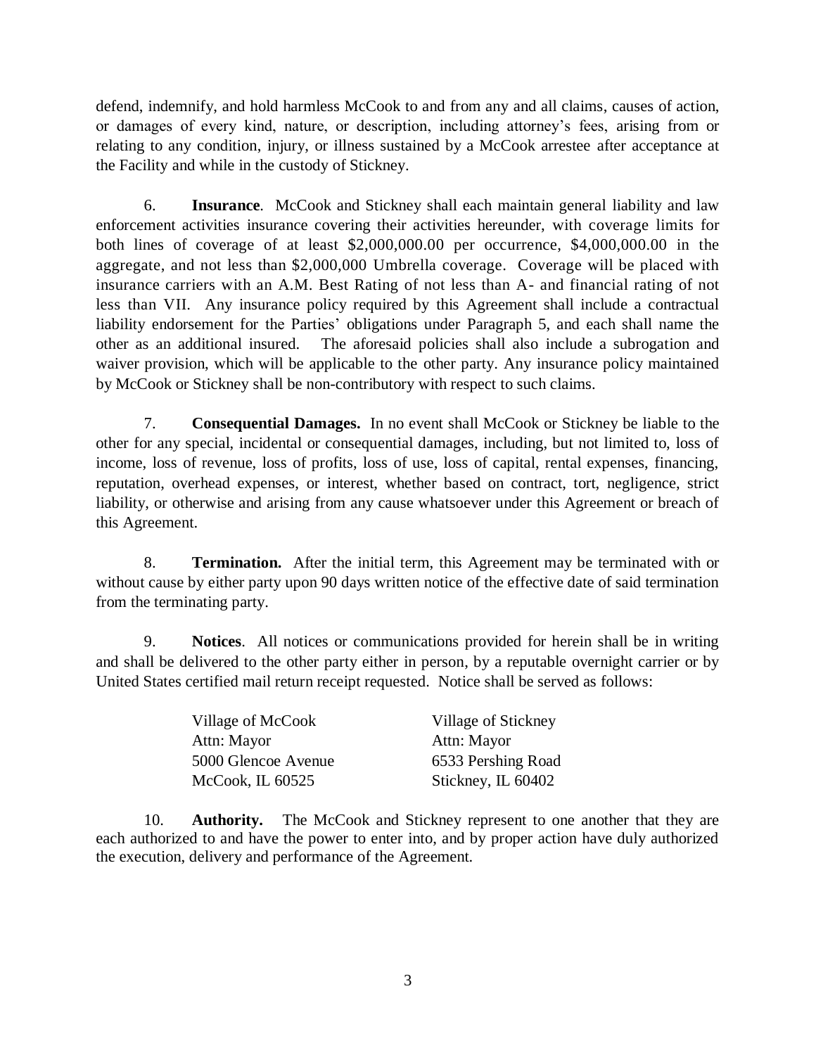defend, indemnify, and hold harmless McCook to and from any and all claims, causes of action, or damages of every kind, nature, or description, including attorney's fees, arising from or relating to any condition, injury, or illness sustained by a McCook arrestee after acceptance at the Facility and while in the custody of Stickney.

6. **Insurance**. McCook and Stickney shall each maintain general liability and law enforcement activities insurance covering their activities hereunder, with coverage limits for both lines of coverage of at least $2,000,000.00 per occurrence, $4,000,000.00 in the aggregate, and not less than $2,000,000 Umbrella coverage. Coverage will be placed with insurance carriers with an A.M. Best Rating of not less than A- and financial rating of not less than VII. Any insurance policy required by this Agreement shall include a contractual liability endorsement for the Parties' obligations under Paragraph 5, and each shall name the other as an additional insured. The aforesaid policies shall also include a subrogation and waiver provision, which will be applicable to the other party. Any insurance policy maintained by McCook or Stickney shall be non-contributory with respect to such claims.

7. **Consequential Damages.** In no event shall McCook or Stickney be liable to the other for any special, incidental or consequential damages, including, but not limited to, loss of income, loss of revenue, loss of profits, loss of use, loss of capital, rental expenses, financing, reputation, overhead expenses, or interest, whether based on contract, tort, negligence, strict liability, or otherwise and arising from any cause whatsoever under this Agreement or breach of this Agreement.

8. **Termination.** After the initial term, this Agreement may be terminated with or without cause by either party upon 90 days written notice of the effective date of said termination from the terminating party.

9. **Notices**. All notices or communications provided for herein shall be in writing and shall be delivered to the other party either in person, by a reputable overnight carrier or by United States certified mail return receipt requested. Notice shall be served as follows:

| | |
|---|---|
| Village of McCook | Village of Stickney |
| Attn: Mayor | Attn: Mayor |
| 5000 Glencoe Avenue | 6533 Pershing Road |
| McCook, IL 60525 | Stickney, IL 60402 |

10. **Authority.** The McCook and Stickney represent to one another that they are each authorized to and have the power to enter into, and by proper action have duly authorized the execution, delivery and performance of the Agreement.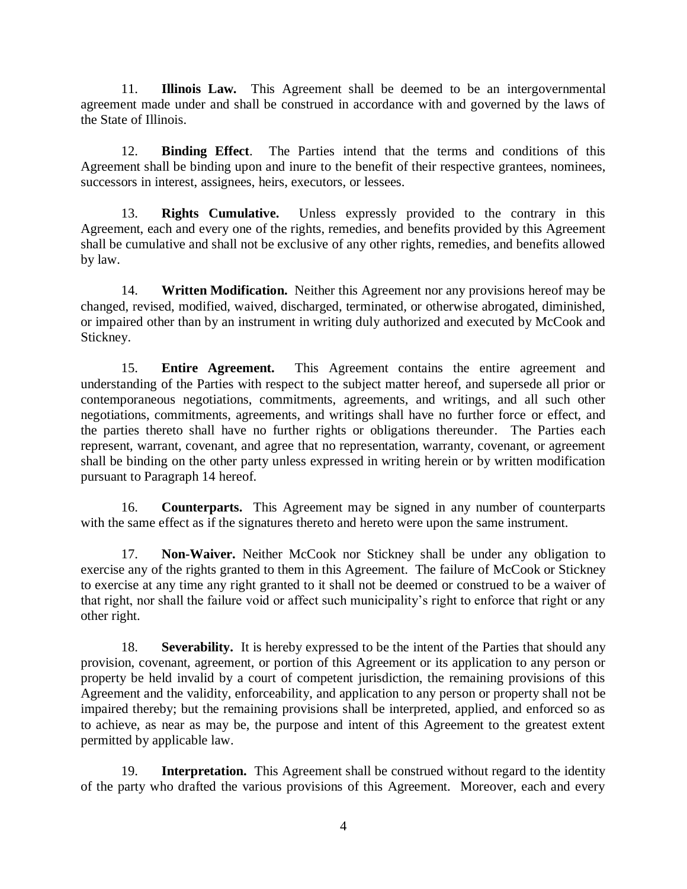11. **Illinois Law.** This Agreement shall be deemed to be an intergovernmental agreement made under and shall be construed in accordance with and governed by the laws of the State of Illinois.

12. **Binding Effect**. The Parties intend that the terms and conditions of this Agreement shall be binding upon and inure to the benefit of their respective grantees, nominees, successors in interest, assignees, heirs, executors, or lessees.

13. **Rights Cumulative.** Unless expressly provided to the contrary in this Agreement, each and every one of the rights, remedies, and benefits provided by this Agreement shall be cumulative and shall not be exclusive of any other rights, remedies, and benefits allowed by law.

14. **Written Modification.** Neither this Agreement nor any provisions hereof may be changed, revised, modified, waived, discharged, terminated, or otherwise abrogated, diminished, or impaired other than by an instrument in writing duly authorized and executed by McCook and Stickney.

15. **Entire Agreement.** This Agreement contains the entire agreement and understanding of the Parties with respect to the subject matter hereof, and supersede all prior or contemporaneous negotiations, commitments, agreements, and writings, and all such other negotiations, commitments, agreements, and writings shall have no further force or effect, and the parties thereto shall have no further rights or obligations thereunder. The Parties each represent, warrant, covenant, and agree that no representation, warranty, covenant, or agreement shall be binding on the other party unless expressed in writing herein or by written modification pursuant to Paragraph 14 hereof.

16. **Counterparts.** This Agreement may be signed in any number of counterparts with the same effect as if the signatures thereto and hereto were upon the same instrument.

17. **Non-Waiver.** Neither McCook nor Stickney shall be under any obligation to exercise any of the rights granted to them in this Agreement. The failure of McCook or Stickney to exercise at any time any right granted to it shall not be deemed or construed to be a waiver of that right, nor shall the failure void or affect such municipality's right to enforce that right or any other right.

18. **Severability.** It is hereby expressed to be the intent of the Parties that should any provision, covenant, agreement, or portion of this Agreement or its application to any person or property be held invalid by a court of competent jurisdiction, the remaining provisions of this Agreement and the validity, enforceability, and application to any person or property shall not be impaired thereby; but the remaining provisions shall be interpreted, applied, and enforced so as to achieve, as near as may be, the purpose and intent of this Agreement to the greatest extent permitted by applicable law.

19. **Interpretation.** This Agreement shall be construed without regard to the identity of the party who drafted the various provisions of this Agreement. Moreover, each and every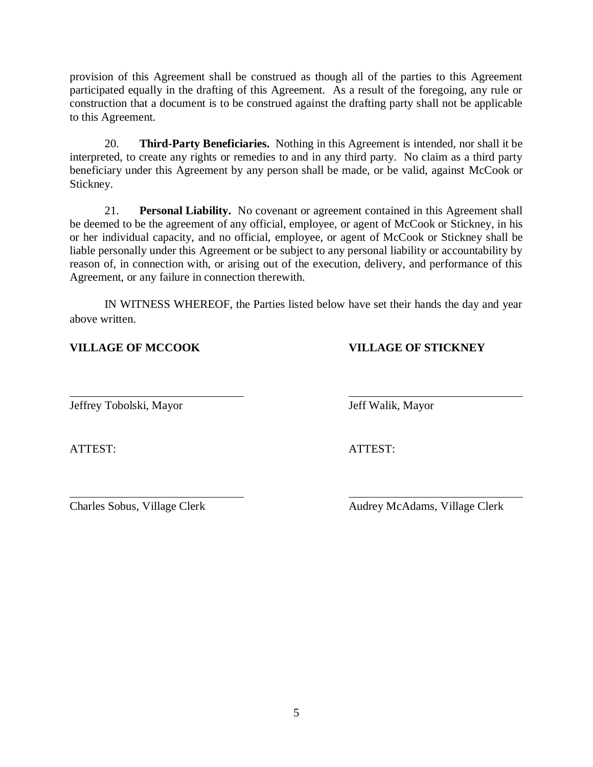provision of this Agreement shall be construed as though all of the parties to this Agreement participated equally in the drafting of this Agreement. As a result of the foregoing, any rule or construction that a document is to be construed against the drafting party shall not be applicable to this Agreement.

20. **Third-Party Beneficiaries.** Nothing in this Agreement is intended, nor shall it be interpreted, to create any rights or remedies to and in any third party. No claim as a third party beneficiary under this Agreement by any person shall be made, or be valid, against McCook or Stickney.

21. **Personal Liability.** No covenant or agreement contained in this Agreement shall be deemed to be the agreement of any official, employee, or agent of McCook or Stickney, in his or her individual capacity, and no official, employee, or agent of McCook or Stickney shall be liable personally under this Agreement or be subject to any personal liability or accountability by reason of, in connection with, or arising out of the execution, delivery, and performance of this Agreement, or any failure in connection therewith.

IN WITNESS WHEREOF, the Parties listed below have set their hands the day and year above written.

**VILLAGE OF MCCOOK**

\_\_\_\_\_\_\_\_\_\_\_\_\_\_\_\_\_\_\_\_\_\_\_\_\_\_\_\_\_\_
Jeffrey Tobolski, Mayor

ATTEST:

\_\_\_\_\_\_\_\_\_\_\_\_\_\_\_\_\_\_\_\_\_\_\_\_\_\_\_\_\_\_
Charles Sobus, Village Clerk

**VILLAGE OF STICKNEY**

\_\_\_\_\_\_\_\_\_\_\_\_\_\_\_\_\_\_\_\_\_\_\_\_\_\_\_\_\_\_
Jeff Walik, Mayor

ATTEST:

\_\_\_\_\_\_\_\_\_\_\_\_\_\_\_\_\_\_\_\_\_\_\_\_\_\_\_\_\_\_
Audrey McAdams, Village Clerk